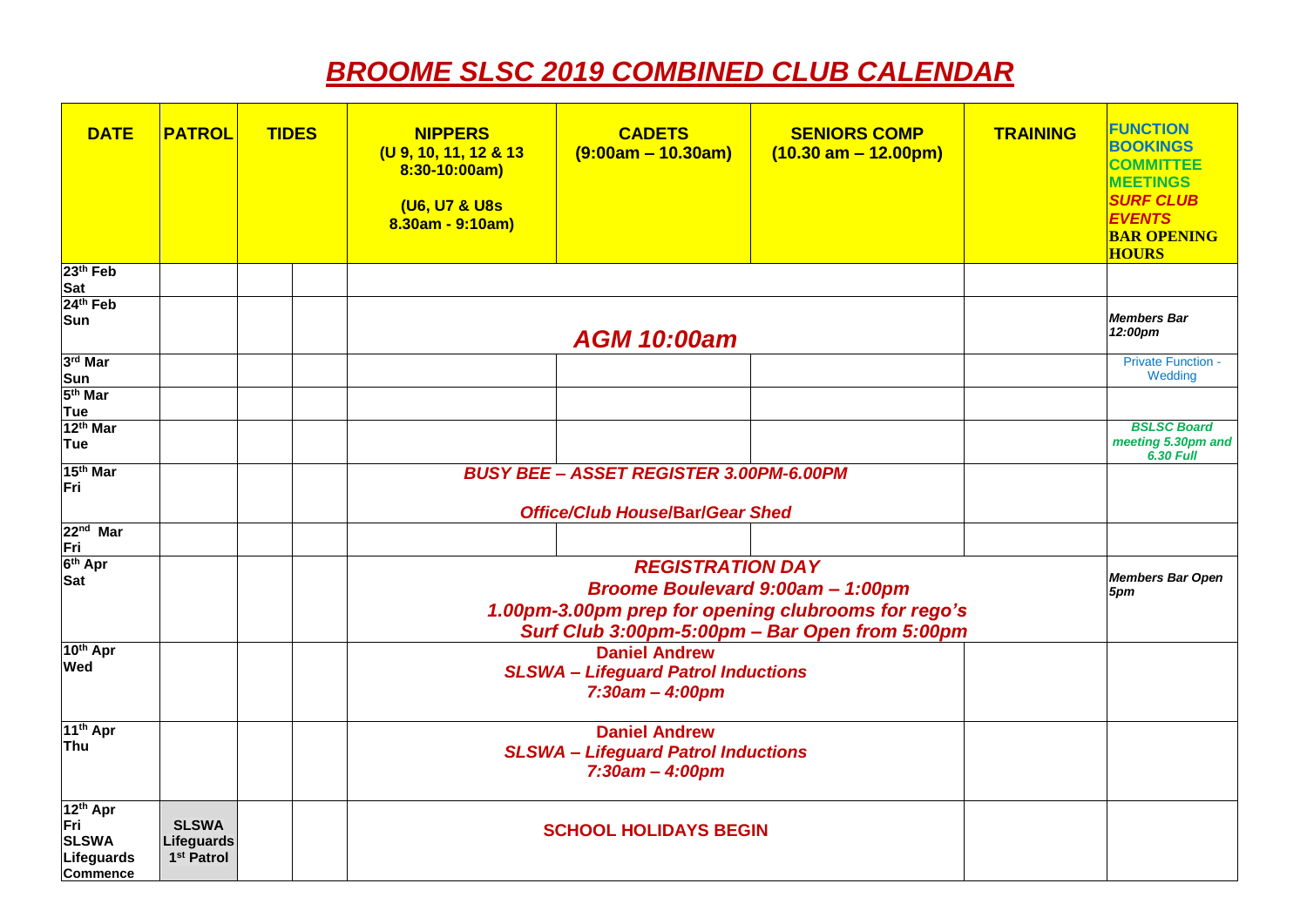# *BROOME SLSC 2019 COMBINED CLUB CALENDAR*

| DATE | PATROL | TIDES | | NIPPERS (U 9, 10, 11, 12 & 13 8:30-10:00am) (U6, U7 & U8s 8.30am - 9:10am) | CADETS (9:00am – 10.30am) | SENIORS COMP (10.30 am – 12.00pm) | TRAINING | FUNCTION BOOKINGS COMMITTEE MEETINGS *SURF CLUB EVENTS* BAR OPENING HOURS |
|---|---|---|---|---|---|---|---|---|
| 23th Feb Sat | | | | | | | | |
| 24th Feb Sun | | | | | *AGM 10:00am* | | | *Members Bar 12:00pm* |
| 3rd Mar Sun | | | | | | | | Private Function - Wedding |
| 5th Mar Tue | | | | | | | | |
| 12th Mar Tue | | | | | | | | *BSLSC Board meeting 5.30pm and 6.30 Full* |
| 15th Mar Fri | | | | | *BUSY BEE – ASSET REGISTER 3.00PM-6.00PM* *Office/Club House/Bar/Gear Shed* | | | |
| 22nd Mar Fri | | | | | | | | |
| 6th Apr Sat | | | | | *REGISTRATION DAY* *Broome Boulevard 9:00am – 1:00pm* *1.00pm-3.00pm prep for opening clubrooms for rego's* *Surf Club 3:00pm-5:00pm – Bar Open from 5:00pm* | | | *Members Bar Open 5pm* |
| 10th Apr Wed | | | | | **Daniel Andrew** *SLSWA – Lifeguard Patrol Inductions* *7:30am – 4:00pm* | | | |
| 11th Apr Thu | | | | | **Daniel Andrew** *SLSWA – Lifeguard Patrol Inductions* *7:30am – 4:00pm* | | | |
| 12th Apr Fri SLSWA Lifeguards Commence | SLSWA Lifeguards 1st Patrol | | | | SCHOOL HOLIDAYS BEGIN | | | |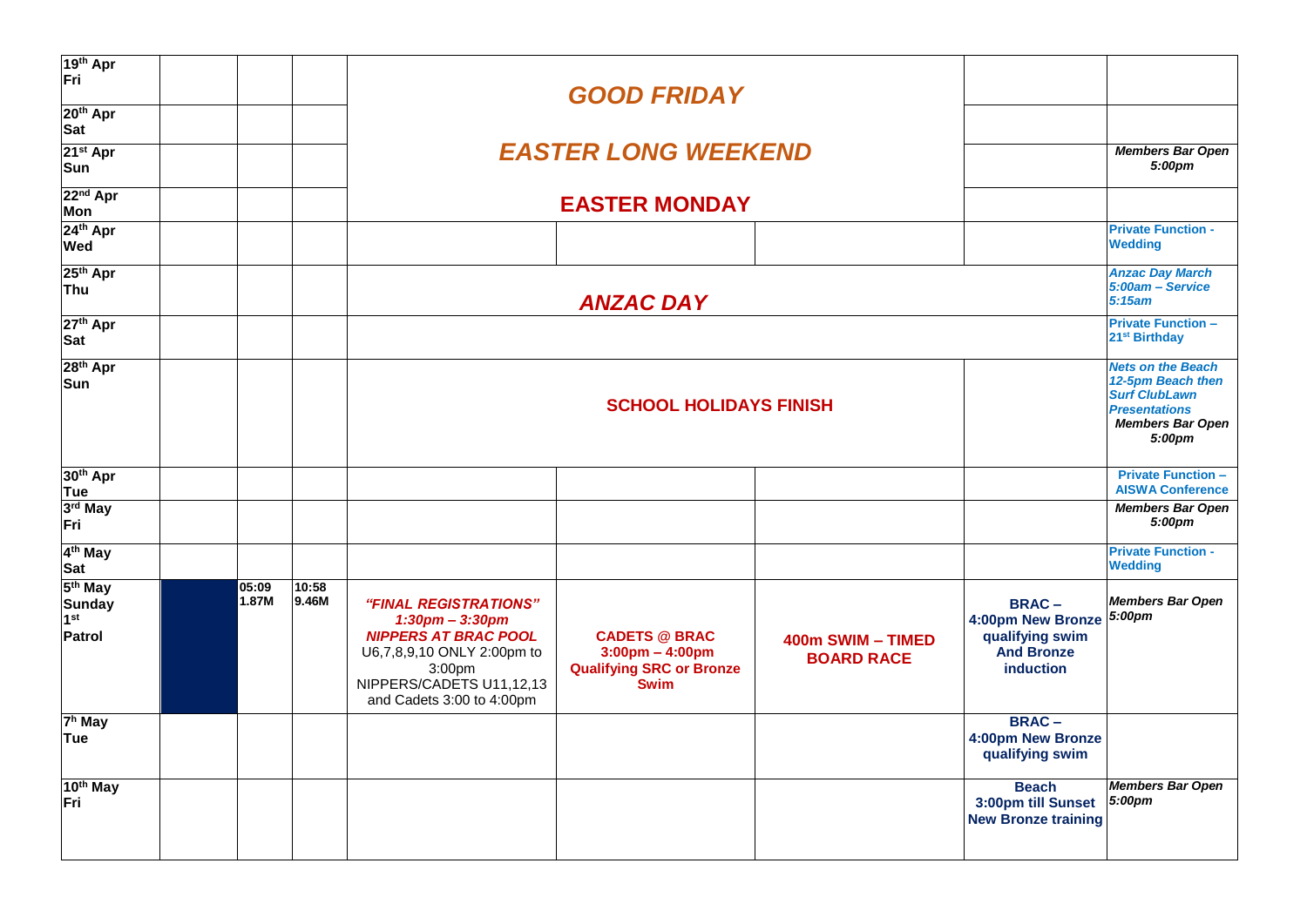| | | | | | | | |
|---|---|---|---|---|---|---|---|
| 19th Apr Fri | | | | *GOOD FRIDAY* | | | |
| 20th Apr Sat | | | | | | | |
| 21st Apr Sun | | | | *EASTER LONG WEEKEND* | | | *Members Bar Open 5:00pm* |
| 22nd Apr Mon | | | | **EASTER MONDAY** | | | |
| 24th Apr Wed | | | | | | | **Private Function - Wedding** |
| 25th Apr Thu | | | | *ANZAC DAY* | | | *Anzac Day March 5:00am – Service 5:15am* |
| 27th Apr Sat | | | | | | | **Private Function – 21st Birthday** |
| 28th Apr Sun | | | | **SCHOOL HOLIDAYS FINISH** | | | *Nets on the Beach 12-5pm Beach then Surf ClubLawn Presentations Members Bar Open 5:00pm* |
| 30th Apr Tue | | | | | | | **Private Function – AISWA Conference** |
| 3rd May Fri | | | | | | | *Members Bar Open 5:00pm* |
| 4th May Sat | | | | | | | **Private Function - Wedding** |
| 5th May Sunday 1st Patrol | | 05:09 1.87M | 10:58 9.46M | *"FINAL REGISTRATIONS" 1:30pm – 3:30pm NIPPERS AT BRAC POOL* U6,7,8,9,10 ONLY 2:00pm to 3:00pm NIPPERS/CADETS U11,12,13 and Cadets 3:00 to 4:00pm | **CADETS @ BRAC 3:00pm – 4:00pm Qualifying SRC or Bronze Swim** | **400m SWIM – TIMED BOARD RACE** | **BRAC – 4:00pm New Bronze qualifying swim And Bronze induction** | *Members Bar Open 5:00pm* |
| 7h May Tue | | | | | | | **BRAC – 4:00pm New Bronze qualifying swim** |
| 10th May Fri | | | | | | | **Beach 3:00pm till Sunset New Bronze training** | *Members Bar Open 5:00pm* |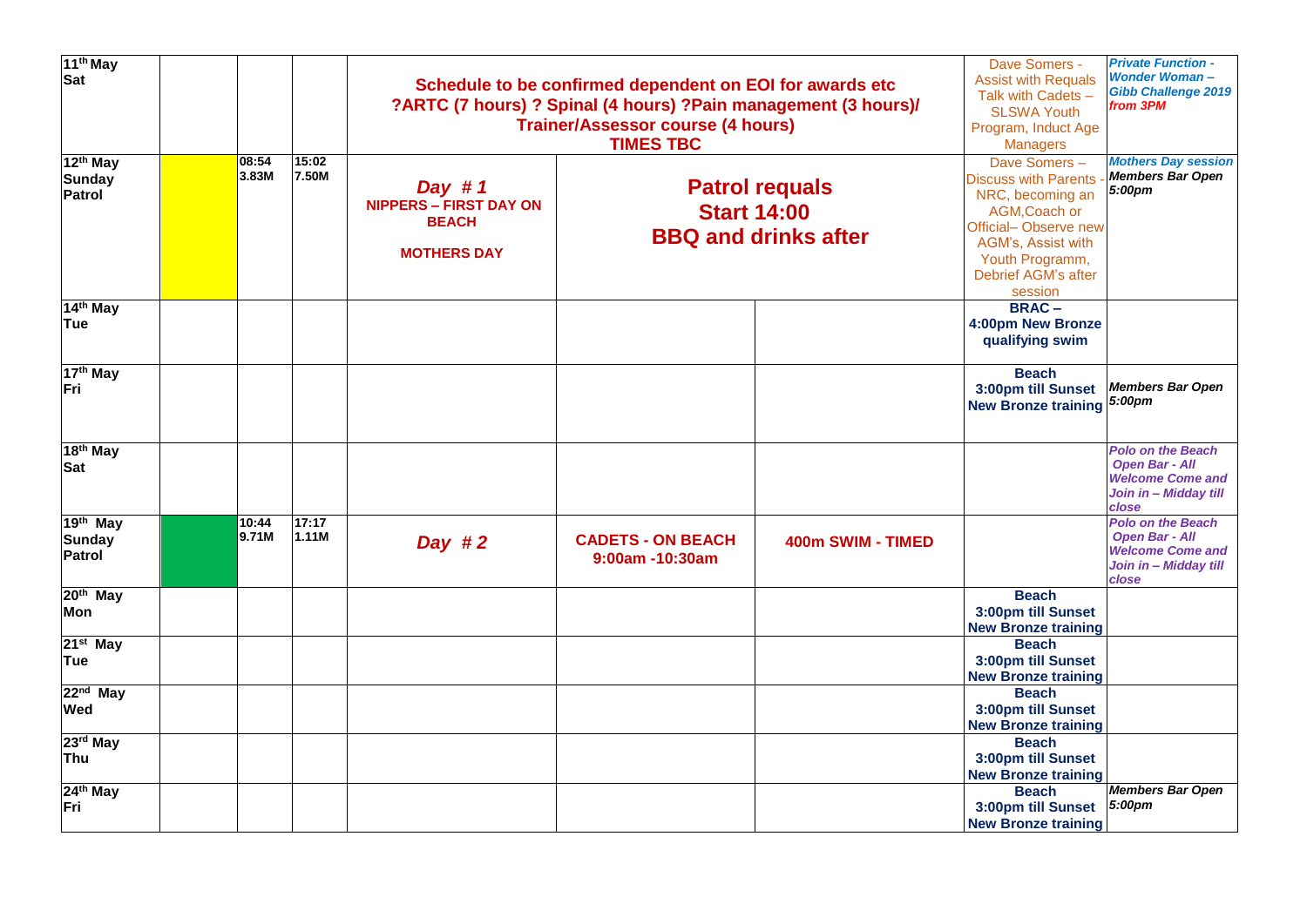| 11th May Sat | | | | Schedule to be confirmed dependent on EOI for awards etc ?ARTC (7 hours) ? Spinal (4 hours) ?Pain management (3 hours)/ Trainer/Assessor course (4 hours) TIMES TBC | | | Dave Somers - Assist with Requals Talk with Cadets – SLSWA Youth Program, Induct Age Managers | *Private Function - Wonder Woman – Gibb Challenge 2019 from 3PM* |
|---|---|---|---|---|---|---|---|---|
| 12th May Sunday Patrol | | 08:54 3.83M | 15:02 7.50M | *Day # 1* NIPPERS – FIRST DAY ON BEACH MOTHERS DAY | Patrol requals Start 14:00 BBQ and drinks after | | Dave Somers – Discuss with Parents - NRC, becoming an AGM,Coach or Official– Observe new AGM's, Assist with Youth Programm, Debrief AGM's after session | *Mothers Day session Members Bar Open 5:00pm* |
| 14th May Tue | | | | | | | BRAC – 4:00pm New Bronze qualifying swim | |
| 17th May Fri | | | | | | | Beach 3:00pm till Sunset New Bronze training | *Members Bar Open 5:00pm* |
| 18th May Sat | | | | | | | | *Polo on the Beach Open Bar - All Welcome Come and Join in – Midday till close* |
| 19th May Sunday Patrol | | 10:44 9.71M | 17:17 1.11M | *Day # 2* | CADETS - ON BEACH 9:00am -10:30am | 400m SWIM - TIMED | | *Polo on the Beach Open Bar - All Welcome Come and Join in – Midday till close* |
| 20th May Mon | | | | | | | Beach 3:00pm till Sunset New Bronze training | |
| 21st May Tue | | | | | | | Beach 3:00pm till Sunset New Bronze training | |
| 22nd May Wed | | | | | | | Beach 3:00pm till Sunset New Bronze training | |
| 23rd May Thu | | | | | | | Beach 3:00pm till Sunset New Bronze training | |
| 24th May Fri | | | | | | | Beach 3:00pm till Sunset New Bronze training | *Members Bar Open 5:00pm* |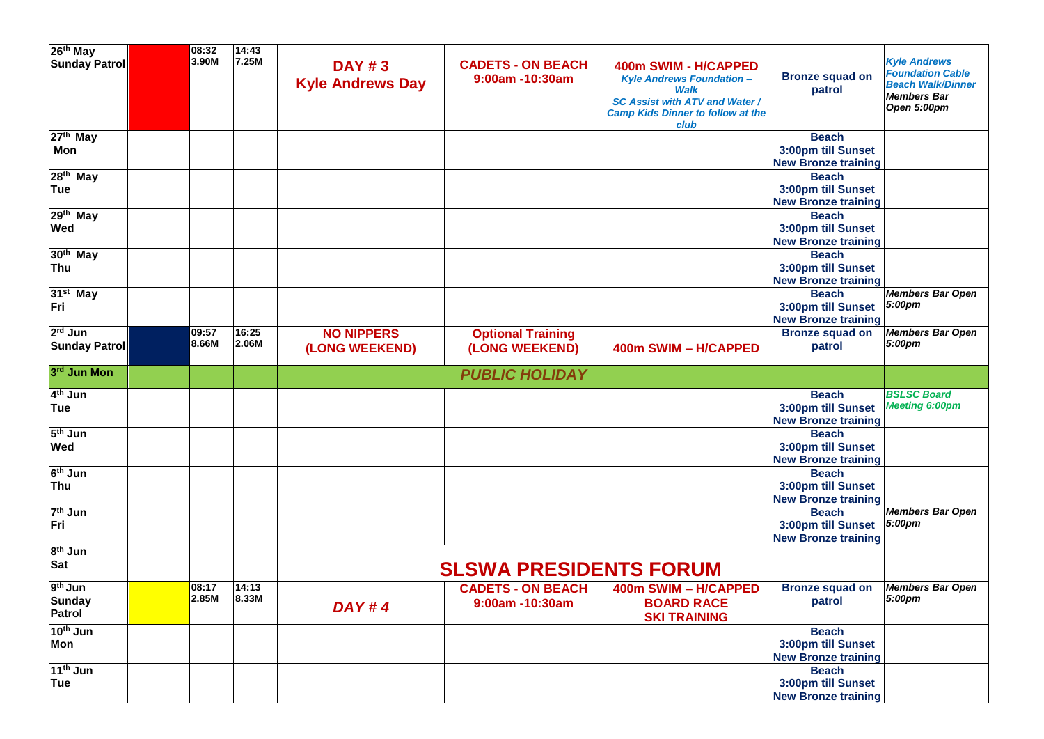| | | | | | | | | |
|---|---|---|---|---|---|---|---|---|
| 26th May Sunday Patrol | | 08:32 3.90M | 14:43 7.25M | **DAY # 3 Kyle Andrews Day** | **CADETS - ON BEACH 9:00am -10:30am** | **400m SWIM - H/CAPPED** *Kyle Andrews Foundation – Walk SC Assist with ATV and Water / Camp Kids Dinner to follow at the club* | **Bronze squad on patrol** | *Kyle Andrews Foundation Cable Beach Walk/Dinner Members Bar Open 5:00pm* |
| 27th May Mon | | | | | | | **Beach 3:00pm till Sunset New Bronze training** | |
| 28th May Tue | | | | | | | **Beach 3:00pm till Sunset New Bronze training** | |
| 29th May Wed | | | | | | | **Beach 3:00pm till Sunset New Bronze training** | |
| 30th May Thu | | | | | | | **Beach 3:00pm till Sunset New Bronze training** | |
| 31st May Fri | | | | | | | **Beach 3:00pm till Sunset New Bronze training** | *Members Bar Open 5:00pm* |
| 2rd Jun Sunday Patrol | | 09:57 8.66M | 16:25 2.06M | **NO NIPPERS (LONG WEEKEND)** | **Optional Training (LONG WEEKEND)** | **400m SWIM – H/CAPPED** | **Bronze squad on patrol** | *Members Bar Open 5:00pm* |
| 3rd Jun Mon | | | | | ***PUBLIC HOLIDAY*** | | | |
| 4th Jun Tue | | | | | | | **Beach 3:00pm till Sunset New Bronze training** | *BSLSC Board Meeting 6:00pm* |
| 5th Jun Wed | | | | | | | **Beach 3:00pm till Sunset New Bronze training** | |
| 6th Jun Thu | | | | | | | **Beach 3:00pm till Sunset New Bronze training** | |
| 7th Jun Fri | | | | | | | **Beach 3:00pm till Sunset New Bronze training** | *Members Bar Open 5:00pm* |
| 8th Jun Sat | | | | | **SLSWA PRESIDENTS FORUM** | | | |
| 9th Jun Sunday Patrol | | 08:17 2.85M | 14:13 8.33M | ***DAY # 4*** | **CADETS - ON BEACH 9:00am -10:30am** | **400m SWIM – H/CAPPED BOARD RACE SKI TRAINING** | **Bronze squad on patrol** | *Members Bar Open 5:00pm* |
| 10th Jun Mon | | | | | | | **Beach 3:00pm till Sunset New Bronze training** | |
| 11th Jun Tue | | | | | | | **Beach 3:00pm till Sunset New Bronze training** | |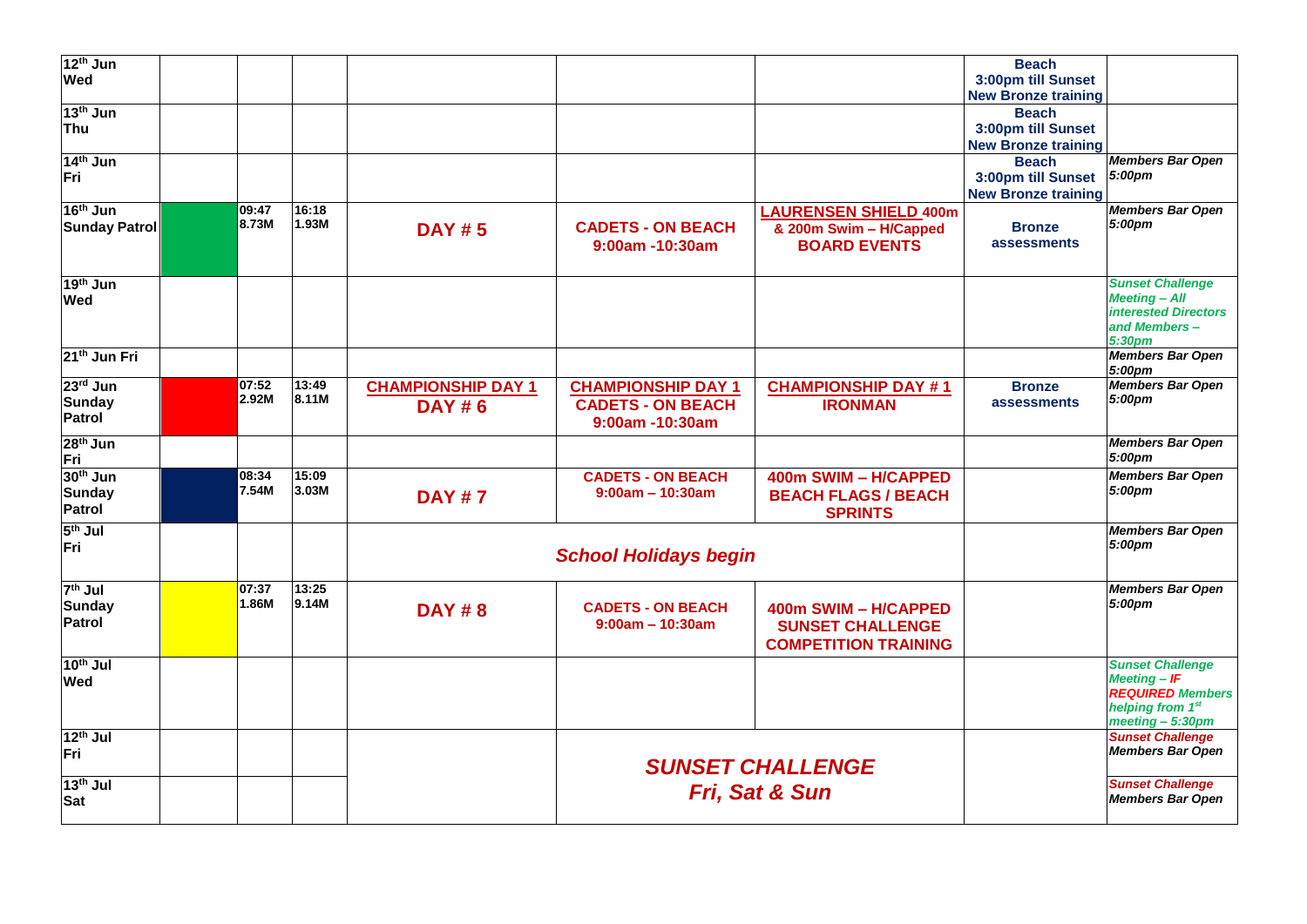| | | | | | | | | |
|---|---|---|---|---|---|---|---|---|
| 12th Jun Wed | | | | | | | **Beach 3:00pm till Sunset New Bronze training** | |
| 13th Jun Thu | | | | | | | **Beach 3:00pm till Sunset New Bronze training** | |
| 14th Jun Fri | | | | | | | **Beach 3:00pm till Sunset New Bronze training** | ***Members Bar Open 5:00pm*** |
| 16th Jun Sunday Patrol | | 09:47 8.73M | 16:18 1.93M | **DAY # 5** | **CADETS - ON BEACH 9:00am -10:30am** | **LAURENSEN SHIELD 400m & 200m Swim – H/Capped BOARD EVENTS** | **Bronze assessments** | ***Members Bar Open 5:00pm*** |
| 19th Jun Wed | | | | | | | | ***Sunset Challenge Meeting – All interested Directors and Members – 5:30pm*** |
| 21th Jun Fri | | | | | | | | ***Members Bar Open 5:00pm*** |
| 23rd Jun Sunday Patrol | | 07:52 2.92M | 13:49 8.11M | **CHAMPIONSHIP DAY 1 DAY # 6** | **CHAMPIONSHIP DAY 1 CADETS - ON BEACH 9:00am -10:30am** | **CHAMPIONSHIP DAY # 1 IRONMAN** | **Bronze assessments** | ***Members Bar Open 5:00pm*** |
| 28th Jun Fri | | | | | | | | ***Members Bar Open 5:00pm*** |
| 30th Jun Sunday Patrol | | 08:34 7.54M | 15:09 3.03M | **DAY # 7** | **CADETS - ON BEACH 9:00am – 10:30am** | **400m SWIM – H/CAPPED BEACH FLAGS / BEACH SPRINTS** | | ***Members Bar Open 5:00pm*** |
| 5th Jul Fri | | | | ***School Holidays begin*** | | | | ***Members Bar Open 5:00pm*** |
| 7th Jul Sunday Patrol | | 07:37 1.86M | 13:25 9.14M | **DAY # 8** | **CADETS - ON BEACH 9:00am – 10:30am** | **400m SWIM – H/CAPPED SUNSET CHALLENGE COMPETITION TRAINING** | | ***Members Bar Open 5:00pm*** |
| 10th Jul Wed | | | | | | | | ***Sunset Challenge Meeting – IF REQUIRED Members helping from 1st meeting – 5:30pm*** |
| 12th Jul Fri | | | | | ***SUNSET CHALLENGE Fri, Sat & Sun*** | | | ***Sunset Challenge Members Bar Open*** |
| 13th Jul Sat | | | | | | | | ***Sunset Challenge Members Bar Open*** |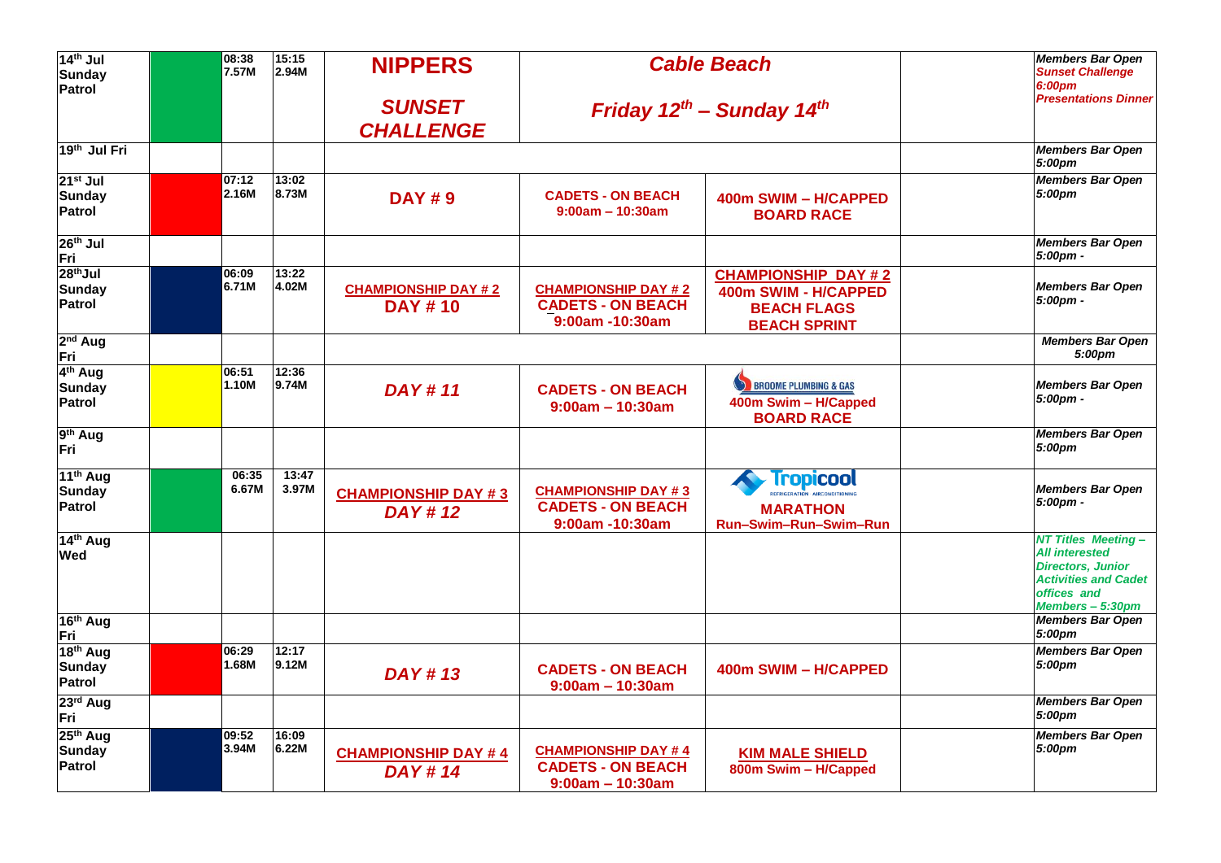| Date | Patrol | Tide 1 | Tide 2 | Nippers | Cadets | Seniors | | Bar |
|---|---|---|---|---|---|---|---|---|
| 14th Jul Sunday Patrol | | 08:38 7.57M | 15:15 2.94M | **NIPPERS** *SUNSET CHALLENGE* | *Cable Beach* *Friday 12th – Sunday 14th* | | | *Members Bar Open* *Sunset Challenge 6:00pm* *Presentations Dinner* |
| 19th Jul Fri | | | | | | | | *Members Bar Open 5:00pm* |
| 21st Jul Sunday Patrol | | 07:12 2.16M | 13:02 8.73M | **DAY # 9** | **CADETS - ON BEACH 9:00am – 10:30am** | **400m SWIM – H/CAPPED BOARD RACE** | | *Members Bar Open 5:00pm* |
| 26th Jul Fri | | | | | | | | *Members Bar Open 5:00pm -* |
| 28thJul Sunday Patrol | | 06:09 6.71M | 13:22 4.02M | **CHAMPIONSHIP DAY # 2** **DAY # 10** | **CHAMPIONSHIP DAY # 2** **CADETS - ON BEACH 9:00am -10:30am** | **CHAMPIONSHIP DAY # 2** **400m SWIM - H/CAPPED BEACH FLAGS BEACH SPRINT** | | *Members Bar Open 5:00pm -* |
| 2nd Aug Fri | | | | | | | | *Members Bar Open 5:00pm* |
| 4th Aug Sunday Patrol | | 06:51 1.10M | 12:36 9.74M | ***DAY # 11*** | **CADETS - ON BEACH 9:00am – 10:30am** | BROOME PLUMBING & GAS **400m Swim – H/Capped BOARD RACE** | | *Members Bar Open 5:00pm -* |
| 9th Aug Fri | | | | | | | | *Members Bar Open 5:00pm* |
| 11th Aug Sunday Patrol | | 06:35 6.67M | 13:47 3.97M | **CHAMPIONSHIP DAY # 3** ***DAY # 12*** | **CHAMPIONSHIP DAY # 3** **CADETS - ON BEACH 9:00am -10:30am** | Tropicool REFRIGERATION AIRCONDITIONING **MARATHON Run–Swim–Run–Swim–Run** | | *Members Bar Open 5:00pm -* |
| 14th Aug Wed | | | | | | | | *NT Titles Meeting – All interested Directors, Junior Activities and Cadet offices and Members – 5:30pm* |
| 16th Aug Fri | | | | | | | | *Members Bar Open 5:00pm* |
| 18th Aug Sunday Patrol | | 06:29 1.68M | 12:17 9.12M | ***DAY # 13*** | **CADETS - ON BEACH 9:00am – 10:30am** | **400m SWIM – H/CAPPED** | | *Members Bar Open 5:00pm* |
| 23rd Aug Fri | | | | | | | | *Members Bar Open 5:00pm* |
| 25th Aug Sunday Patrol | | 09:52 3.94M | 16:09 6.22M | **CHAMPIONSHIP DAY # 4** ***DAY # 14*** | **CHAMPIONSHIP DAY # 4** **CADETS - ON BEACH 9:00am – 10:30am** | **KIM MALE SHIELD** **800m Swim – H/Capped** | | *Members Bar Open 5:00pm* |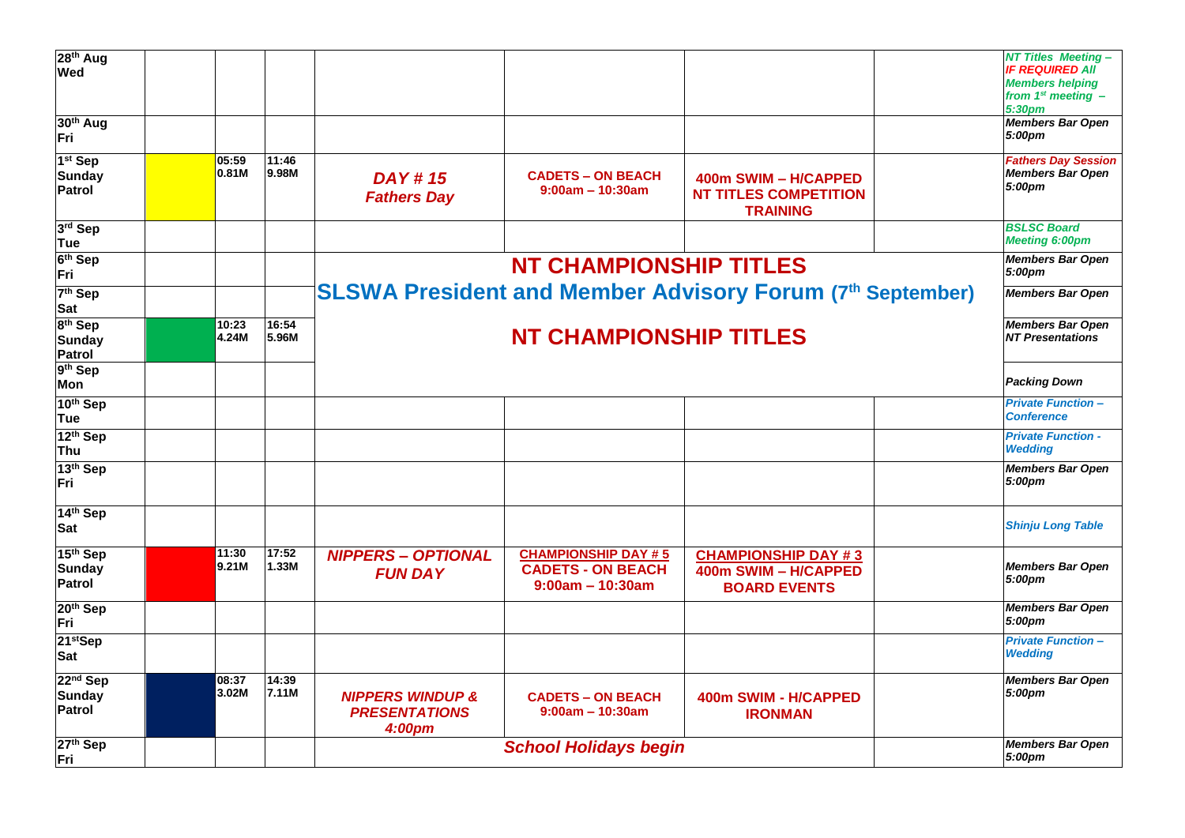| | | | | | | | | |
|---|---|---|---|---|---|---|---|---|
| 28th Aug Wed | | | | | | | | *NT Titles Meeting – IF REQUIRED All Members helping from 1st meeting – 5:30pm* |
| 30th Aug Fri | | | | | | | | *Members Bar Open 5:00pm* |
| 1st Sep Sunday Patrol | | 05:59 0.81M | 11:46 9.98M | ***DAY # 15 Fathers Day*** | **CADETS – ON BEACH 9:00am – 10:30am** | **400m SWIM – H/CAPPED NT TITLES COMPETITION TRAINING** | | *Fathers Day Session Members Bar Open 5:00pm* |
| 3rd Sep Tue | | | | | | | | *BSLSC Board Meeting 6:00pm* |
| 6th Sep Fri | | | | **NT CHAMPIONSHIP TITLES** | | | | *Members Bar Open 5:00pm* |
| 7th Sep Sat | | | | **SLSWA President and Member Advisory Forum (7th September)** | | | | *Members Bar Open* |
| 8th Sep Sunday Patrol | | 10:23 4.24M | 16:54 5.96M | **NT CHAMPIONSHIP TITLES** | | | | *Members Bar Open NT Presentations* |
| 9th Sep Mon | | | | | | | | *Packing Down* |
| 10th Sep Tue | | | | | | | | *Private Function – Conference* |
| 12th Sep Thu | | | | | | | | *Private Function - Wedding* |
| 13th Sep Fri | | | | | | | | *Members Bar Open 5:00pm* |
| 14th Sep Sat | | | | | | | | *Shinju Long Table* |
| 15th Sep Sunday Patrol | | 11:30 9.21M | 17:52 1.33M | ***NIPPERS – OPTIONAL FUN DAY*** | **CHAMPIONSHIP DAY # 5 CADETS - ON BEACH 9:00am – 10:30am** | **CHAMPIONSHIP DAY # 3 400m SWIM – H/CAPPED BOARD EVENTS** | | *Members Bar Open 5:00pm* |
| 20th Sep Fri | | | | | | | | *Members Bar Open 5:00pm* |
| 21stSep Sat | | | | | | | | *Private Function – Wedding* |
| 22nd Sep Sunday Patrol | | 08:37 3.02M | 14:39 7.11M | ***NIPPERS WINDUP & PRESENTATIONS 4:00pm*** | **CADETS – ON BEACH 9:00am – 10:30am** | **400m SWIM - H/CAPPED IRONMAN** | | *Members Bar Open 5:00pm* |
| 27th Sep Fri | | | | ***School Holidays begin*** | | | | *Members Bar Open 5:00pm* |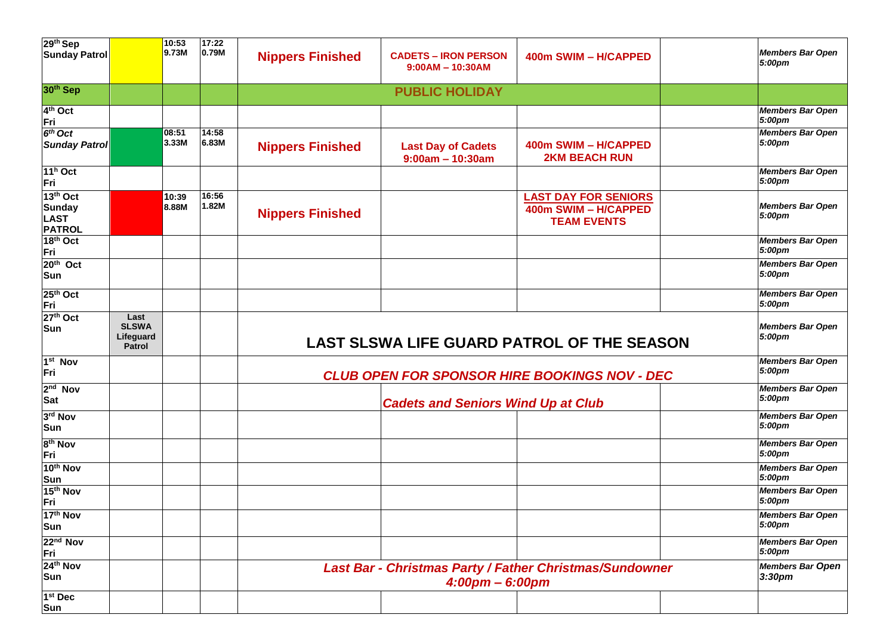| | | | | | | | | |
|---|---|---|---|---|---|---|---|---|
| 29th Sep Sunday Patrol | | 10:53 9.73M | 17:22 0.79M | **Nippers Finished** | **CADETS – IRON PERSON 9:00AM – 10:30AM** | **400m SWIM – H/CAPPED** | | *Members Bar Open 5:00pm* |
| 30th Sep | | | | | **PUBLIC HOLIDAY** | | | |
| 4th Oct Fri | | | | | | | | *Members Bar Open 5:00pm* |
| *6th Oct Sunday Patrol* | | 08:51 3.33M | 14:58 6.83M | **Nippers Finished** | **Last Day of Cadets 9:00am – 10:30am** | **400m SWIM – H/CAPPED 2KM BEACH RUN** | | *Members Bar Open 5:00pm* |
| 11h Oct Fri | | | | | | | | *Members Bar Open 5:00pm* |
| 13th Oct Sunday LAST PATROL | | 10:39 8.88M | 16:56 1.82M | **Nippers Finished** | | **LAST DAY FOR SENIORS 400m SWIM – H/CAPPED TEAM EVENTS** | | *Members Bar Open 5:00pm* |
| 18th Oct Fri | | | | | | | | *Members Bar Open 5:00pm* |
| 20th Oct Sun | | | | | | | | *Members Bar Open 5:00pm* |
| 25th Oct Fri | | | | | | | | *Members Bar Open 5:00pm* |
| 27th Oct Sun | Last SLSWA Lifeguard Patrol | | | **LAST SLSWA LIFE GUARD PATROL OF THE SEASON** | | | | *Members Bar Open 5:00pm* |
| 1st Nov Fri | | | | ***CLUB OPEN FOR SPONSOR HIRE BOOKINGS NOV - DEC*** | | | | *Members Bar Open 5:00pm* |
| 2nd Nov Sat | | | | ***Cadets and Seniors Wind Up at Club*** | | | | *Members Bar Open 5:00pm* |
| 3rd Nov Sun | | | | | | | | *Members Bar Open 5:00pm* |
| 8th Nov Fri | | | | | | | | *Members Bar Open 5:00pm* |
| 10th Nov Sun | | | | | | | | *Members Bar Open 5:00pm* |
| 15th Nov Fri | | | | | | | | *Members Bar Open 5:00pm* |
| 17th Nov Sun | | | | | | | | *Members Bar Open 5:00pm* |
| 22nd Nov Fri | | | | | | | | *Members Bar Open 5:00pm* |
| 24th Nov Sun | | | | ***Last Bar - Christmas Party / Father Christmas/Sundowner 4:00pm – 6:00pm*** | | | | *Members Bar Open 3:30pm* |
| 1st Dec Sun | | | | | | | | |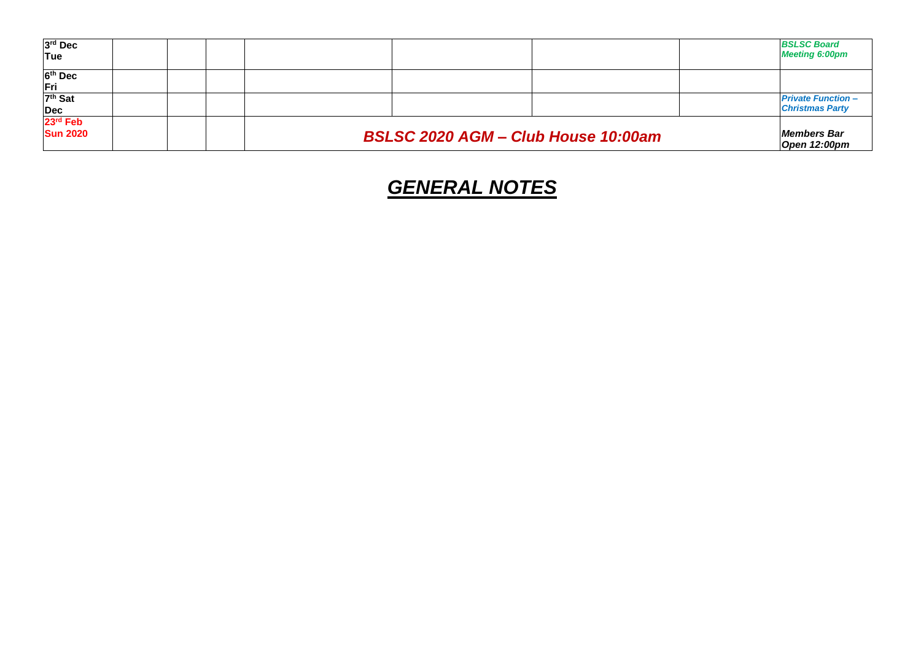| | | | | | | | | |
|---|---|---|---|---|---|---|---|---|
| **3rd Dec Tue** | | | | | | | | ***BSLSC Board Meeting 6:00pm*** |
| **6th Dec Fri** | | | | | | | | |
| **7th Sat Dec** | | | | | | | | ***Private Function – Christmas Party*** |
| **23rd Feb Sun 2020** | | | | ***BSLSC 2020 AGM – Club House 10:00am*** | | | | ***Members Bar Open 12:00pm*** |

# ***GENERAL NOTES***